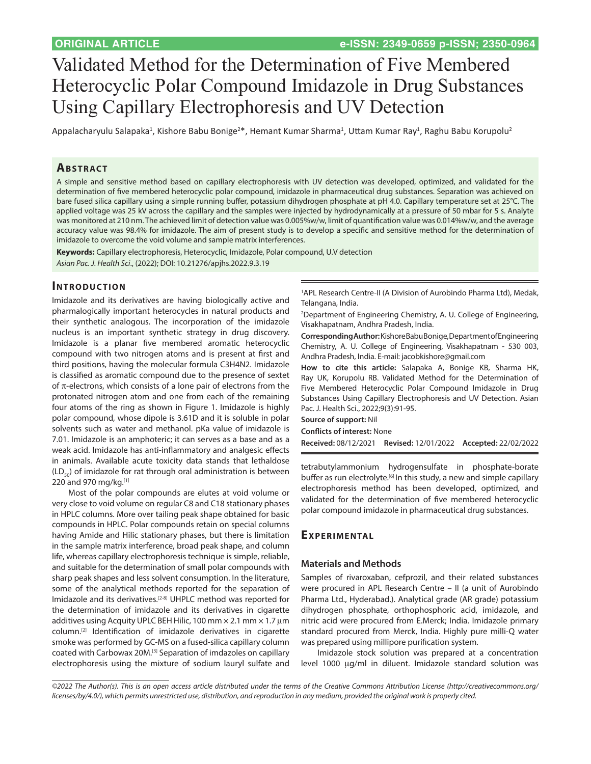ORIGINAL ARTICLE

e-ISSN: 2349-0659 p-ISSN; 2350-0964

# Validated Method for the Determination of Five Membered Heterocyclic Polar Compound Imidazole in Drug Substances Using Capillary Electrophoresis and UV Detection

Appalacharyulu Salapaka[1], Kishore Babu Bonige[2]*, Hemant Kumar Sharma[1], Uttam Kumar Ray[1], Raghu Babu Korupolu[2]

## Abstract

A simple and sensitive method based on capillary electrophoresis with UV detection was developed, optimized, and validated for the determination of five membered heterocyclic polar compound, imidazole in pharmaceutical drug substances. Separation was achieved on bare fused silica capillary using a simple running buffer, potassium dihydrogen phosphate at pH 4.0. Capillary temperature set at 25°C. The applied voltage was 25 kV across the capillary and the samples were injected by hydrodynamically at a pressure of 50 mbar for 5 s. Analyte was monitored at 210 nm. The achieved limit of detection value was 0.005%w/w, limit of quantification value was 0.014%w/w, and the average accuracy value was 98.4% for imidazole. The aim of present study is to develop a specific and sensitive method for the determination of imidazole to overcome the void volume and sample matrix interferences.

**Keywords:** Capillary electrophoresis, Heterocyclic, Imidazole, Polar compound, U.V detection

*Asian Pac. J. Health Sci.*, (2022); DOI: 10.21276/apjhs.2022.9.3.19

## Introduction

Imidazole and its derivatives are having biologically active and pharmalogically important heterocycles in natural products and their synthetic analogous. The incorporation of the imidazole nucleus is an important synthetic strategy in drug discovery. Imidazole is a planar five membered aromatic heterocyclic compound with two nitrogen atoms and is present at first and third positions, having the molecular formula C3H4N2. Imidazole is classified as aromatic compound due to the presence of sextet of π-electrons, which consists of a lone pair of electrons from the protonated nitrogen atom and one from each of the remaining four atoms of the ring as shown in Figure 1. Imidazole is highly polar compound, whose dipole is 3.61D and it is soluble in polar solvents such as water and methanol. pKa value of imidazole is 7.01. Imidazole is an amphoteric; it can serves as a base and as a weak acid. Imidazole has anti-inflammatory and analgesic effects in animals. Available acute toxicity data stands that lethaldose ($LD_{50}$) of imidazole for rat through oral administration is between 220 and 970 mg/kg.[1]

Most of the polar compounds are elutes at void volume or very close to void volume on regular C8 and C18 stationary phases in HPLC columns. More over tailing peak shape obtained for basic compounds in HPLC. Polar compounds retain on special columns having Amide and Hilic stationary phases, but there is limitation in the sample matrix interference, broad peak shape, and column life, whereas capillary electrophoresis technique is simple, reliable, and suitable for the determination of small polar compounds with sharp peak shapes and less solvent consumption. In the literature, some of the analytical methods reported for the separation of Imidazole and its derivatives.[2-8] UHPLC method was reported for the determination of imidazole and its derivatives in cigarette additives using Acquity UPLC BEH Hilic, 100 mm × 2.1 mm × 1.7 µm column.[2] Identification of imidazole derivatives in cigarette smoke was performed by GC-MS on a fused-silica capillary column coated with Carbowax 20M.[3] Separation of imdazoles on capillary electrophoresis using the mixture of sodium lauryl sulfate and tetrabutylammonium hydrogensulfate in phosphate-borate buffer as run electrolyte.[6] In this study, a new and simple capillary electrophoresis method has been developed, optimized, and validated for the determination of five membered heterocyclic polar compound imidazole in pharmaceutical drug substances.

[1]APL Research Centre-II (A Division of Aurobindo Pharma Ltd), Medak, Telangana, India.

[2]Department of Engineering Chemistry, A. U. College of Engineering, Visakhapatnam, Andhra Pradesh, India.

**Corresponding Author:** Kishore Babu Bonige, Department of Engineering Chemistry, A. U. College of Engineering, Visakhapatnam - 530 003, Andhra Pradesh, India. E-mail: jacobkishore@gmail.com

**How to cite this article:** Salapaka A, Bonige KB, Sharma HK, Ray UK, Korupolu RB. Validated Method for the Determination of Five Membered Heterocyclic Polar Compound Imidazole in Drug Substances Using Capillary Electrophoresis and UV Detection. Asian Pac. J. Health Sci., 2022;9(3):91-95.

**Source of support:** Nil

**Conflicts of interest:** None

**Received:** 08/12/2021 **Revised:** 12/01/2022 **Accepted:** 22/02/2022

## Experimental

### Materials and Methods

Samples of rivaroxaban, cefprozil, and their related substances were procured in APL Research Centre – II (a unit of Aurobindo Pharma Ltd., Hyderabad.). Analytical grade (AR grade) potassium dihydrogen phosphate, orthophosphoric acid, imidazole, and nitric acid were procured from E.Merck; India. Imidazole primary standard procured from Merck, India. Highly pure milli-Q water was prepared using millipore purification system.

Imidazole stock solution was prepared at a concentration level 1000 µg/ml in diluent. Imidazole standard solution was

*©2022 The Author(s). This is an open access article distributed under the terms of the Creative Commons Attribution License (http://creativecommons.org/licenses/by/4.0/), which permits unrestricted use, distribution, and reproduction in any medium, provided the original work is properly cited.*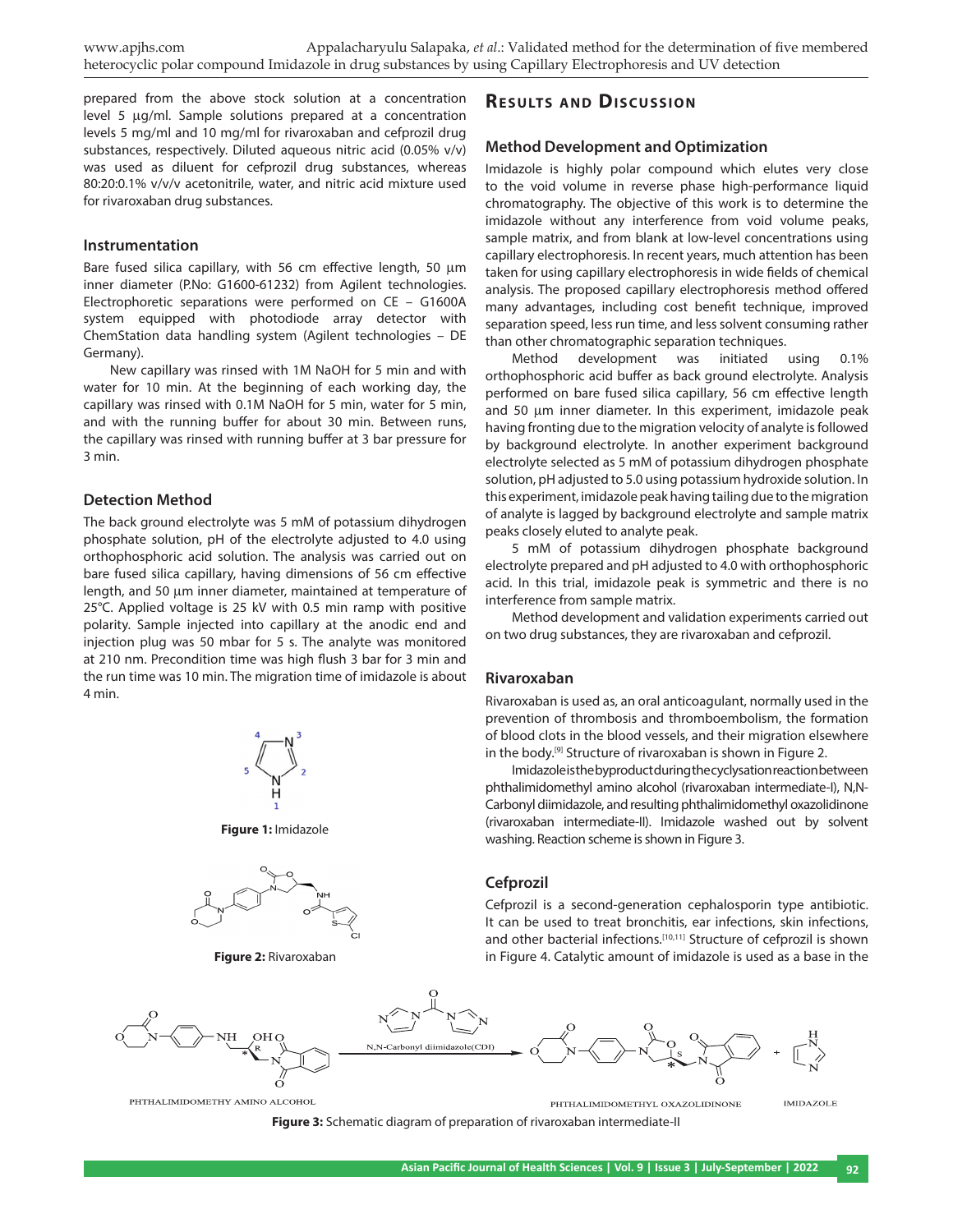prepared from the above stock solution at a concentration level 5 µg/ml. Sample solutions prepared at a concentration levels 5 mg/ml and 10 mg/ml for rivaroxaban and cefprozil drug substances, respectively. Diluted aqueous nitric acid (0.05% v/v) was used as diluent for cefprozil drug substances, whereas 80:20:0.1% v/v/v acetonitrile, water, and nitric acid mixture used for rivaroxaban drug substances.

### Instrumentation

Bare fused silica capillary, with 56 cm effective length, 50 µm inner diameter (P.No: G1600-61232) from Agilent technologies. Electrophoretic separations were performed on CE – G1600A system equipped with photodiode array detector with ChemStation data handling system (Agilent technologies – DE Germany).

New capillary was rinsed with 1M NaOH for 5 min and with water for 10 min. At the beginning of each working day, the capillary was rinsed with 0.1M NaOH for 5 min, water for 5 min, and with the running buffer for about 30 min. Between runs, the capillary was rinsed with running buffer at 3 bar pressure for 3 min.

### Detection Method

The back ground electrolyte was 5 mM of potassium dihydrogen phosphate solution, pH of the electrolyte adjusted to 4.0 using orthophosphoric acid solution. The analysis was carried out on bare fused silica capillary, having dimensions of 56 cm effective length, and 50 µm inner diameter, maintained at temperature of 25°C. Applied voltage is 25 kV with 0.5 min ramp with positive polarity. Sample injected into capillary at the anodic end and injection plug was 50 mbar for 5 s. The analyte was monitored at 210 nm. Precondition time was high flush 3 bar for 3 min and the run time was 10 min. The migration time of imidazole is about 4 min.

**Figure 1:** Imidazole

**Figure 2:** Rivaroxaban

## Results and Discussion

### Method Development and Optimization

Imidazole is highly polar compound which elutes very close to the void volume in reverse phase high-performance liquid chromatography. The objective of this work is to determine the imidazole without any interference from void volume peaks, sample matrix, and from blank at low-level concentrations using capillary electrophoresis. In recent years, much attention has been taken for using capillary electrophoresis in wide fields of chemical analysis. The proposed capillary electrophoresis method offered many advantages, including cost benefit technique, improved separation speed, less run time, and less solvent consuming rather than other chromatographic separation techniques.

Method development was initiated using 0.1% orthophosphoric acid buffer as back ground electrolyte. Analysis performed on bare fused silica capillary, 56 cm effective length and 50 µm inner diameter. In this experiment, imidazole peak having fronting due to the migration velocity of analyte is followed by background electrolyte. In another experiment background electrolyte selected as 5 mM of potassium dihydrogen phosphate solution, pH adjusted to 5.0 using potassium hydroxide solution. In this experiment, imidazole peak having tailing due to the migration of analyte is lagged by background electrolyte and sample matrix peaks closely eluted to analyte peak.

5 mM of potassium dihydrogen phosphate background electrolyte prepared and pH adjusted to 4.0 with orthophosphoric acid. In this trial, imidazole peak is symmetric and there is no interference from sample matrix.

Method development and validation experiments carried out on two drug substances, they are rivaroxaban and cefprozil.

### Rivaroxaban

Rivaroxaban is used as, an oral anticoagulant, normally used in the prevention of thrombosis and thromboembolism, the formation of blood clots in the blood vessels, and their migration elsewhere in the body.[9] Structure of rivaroxaban is shown in Figure 2.

Imidazole is the byproduct during the cyclysation reaction between phthalimidomethyl amino alcohol (rivaroxaban intermediate-I), N,N-Carbonyl diimidazole, and resulting phthalimidomethyl oxazolidinone (rivaroxaban intermediate-II). Imidazole washed out by solvent washing. Reaction scheme is shown in Figure 3.

### Cefprozil

Cefprozil is a second-generation cephalosporin type antibiotic. It can be used to treat bronchitis, ear infections, skin infections, and other bacterial infections.[10,11] Structure of cefprozil is shown in Figure 4. Catalytic amount of imidazole is used as a base in the

**Figure 3:** Schematic diagram of preparation of rivaroxaban intermediate-II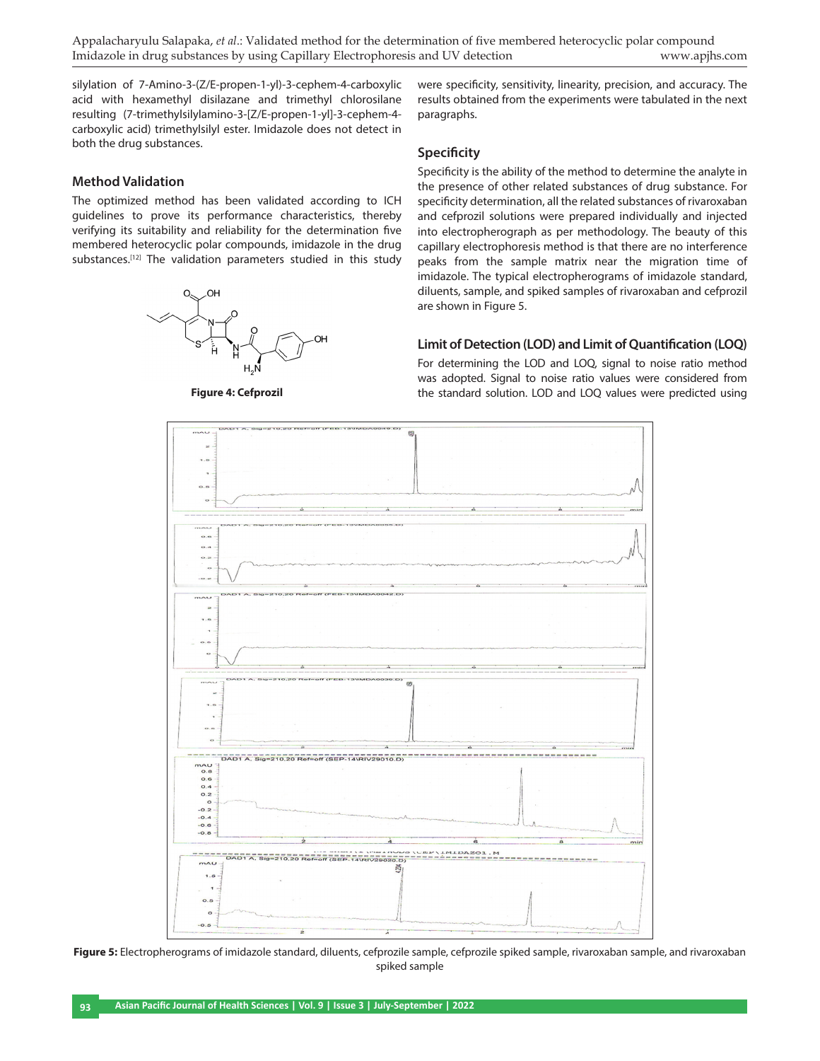silylation of 7-Amino-3-(Z/E-propen-1-yl)-3-cephem-4-carboxylic acid with hexamethyl disilazane and trimethyl chlorosilane resulting (7-trimethylsilylamino-3-[Z/E-propen-1-yl]-3-cephem-4-carboxylic acid) trimethylsilyl ester. Imidazole does not detect in both the drug substances.

## Method Validation

The optimized method has been validated according to ICH guidelines to prove its performance characteristics, thereby verifying its suitability and reliability for the determination five membered heterocyclic polar compounds, imidazole in the drug substances.[12] The validation parameters studied in this study were specificity, sensitivity, linearity, precision, and accuracy. The results obtained from the experiments were tabulated in the next paragraphs.

**Figure 4: Cefprozil**

### Specificity

Specificity is the ability of the method to determine the analyte in the presence of other related substances of drug substance. For specificity determination, all the related substances of rivaroxaban and cefprozil solutions were prepared individually and injected into electropherograph as per methodology. The beauty of this capillary electrophoresis method is that there are no interference peaks from the sample matrix near the migration time of imidazole. The typical electropherograms of imidazole standard, diluents, sample, and spiked samples of rivaroxaban and cefprozil are shown in Figure 5.

### Limit of Detection (LOD) and Limit of Quantification (LOQ)

For determining the LOD and LOQ, signal to noise ratio method was adopted. Signal to noise ratio values were considered from the standard solution. LOD and LOQ values were predicted using

**Figure 5:** Electropherograms of imidazole standard, diluents, cefprozile sample, cefprozile spiked sample, rivaroxaban sample, and rivaroxaban spiked sample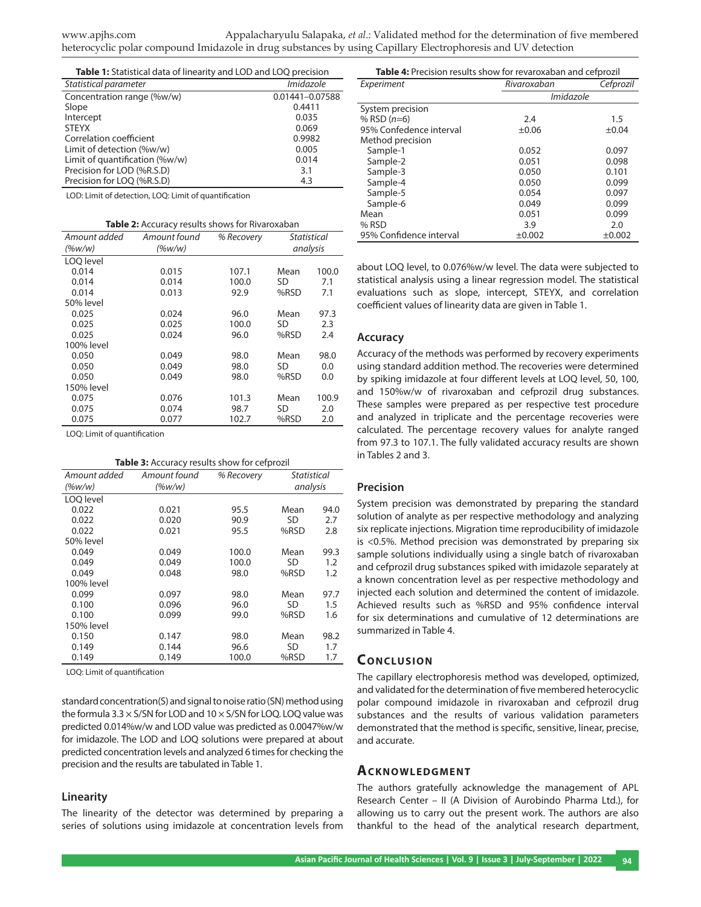**Table 1:** Statistical data of linearity and LOD and LOQ precision

| Statistical parameter | Imidazole |
|---|---|
| Concentration range (%w/w) | 0.01441–0.07588 |
| Slope | 0.4411 |
| Intercept | 0.035 |
| STEYX | 0.069 |
| Correlation coefficient | 0.9982 |
| Limit of detection (%w/w) | 0.005 |
| Limit of quantification (%w/w) | 0.014 |
| Precision for LOD (%R.S.D) | 3.1 |
| Precision for LOQ (%R.S.D) | 4.3 |

LOD: Limit of detection, LOQ: Limit of quantification

**Table 2:** Accuracy results shows for Rivaroxaban

| Amount added (%w/w) | Amount found (%w/w) | % Recovery | Statistical analysis | |
|---|---|---|---|---|
| LOQ level | | | | |
| 0.014 | 0.015 | 107.1 | Mean | 100.0 |
| 0.014 | 0.014 | 100.0 | SD | 7.1 |
| 0.014 | 0.013 | 92.9 | %RSD | 7.1 |
| 50% level | | | | |
| 0.025 | 0.024 | 96.0 | Mean | 97.3 |
| 0.025 | 0.025 | 100.0 | SD | 2.3 |
| 0.025 | 0.024 | 96.0 | %RSD | 2.4 |
| 100% level | | | | |
| 0.050 | 0.049 | 98.0 | Mean | 98.0 |
| 0.050 | 0.049 | 98.0 | SD | 0.0 |
| 0.050 | 0.049 | 98.0 | %RSD | 0.0 |
| 150% level | | | | |
| 0.075 | 0.076 | 101.3 | Mean | 100.9 |
| 0.075 | 0.074 | 98.7 | SD | 2.0 |
| 0.075 | 0.077 | 102.7 | %RSD | 2.0 |

LOQ: Limit of quantification

**Table 3:** Accuracy results show for cefprozil

| Amount added (%w/w) | Amount found (%w/w) | % Recovery | Statistical analysis | |
|---|---|---|---|---|
| LOQ level | | | | |
| 0.022 | 0.021 | 95.5 | Mean | 94.0 |
| 0.022 | 0.020 | 90.9 | SD | 2.7 |
| 0.022 | 0.021 | 95.5 | %RSD | 2.8 |
| 50% level | | | | |
| 0.049 | 0.049 | 100.0 | Mean | 99.3 |
| 0.049 | 0.049 | 100.0 | SD | 1.2 |
| 0.049 | 0.048 | 98.0 | %RSD | 1.2 |
| 100% level | | | | |
| 0.099 | 0.097 | 98.0 | Mean | 97.7 |
| 0.100 | 0.096 | 96.0 | SD | 1.5 |
| 0.100 | 0.099 | 99.0 | %RSD | 1.6 |
| 150% level | | | | |
| 0.150 | 0.147 | 98.0 | Mean | 98.2 |
| 0.149 | 0.144 | 96.6 | SD | 1.7 |
| 0.149 | 0.149 | 100.0 | %RSD | 1.7 |

LOQ: Limit of quantification

standard concentration(S) and signal to noise ratio (SN) method using the formula 3.3 × S/SN for LOD and 10 × S/SN for LOQ. LOQ value was predicted 0.014%w/w and LOD value was predicted as 0.0047%w/w for imidazole. The LOD and LOQ solutions were prepared at about predicted concentration levels and analyzed 6 times for checking the precision and the results are tabulated in Table 1.

### Linearity

The linearity of the detector was determined by preparing a series of solutions using imidazole at concentration levels from about LOQ level, to 0.076%w/w level. The data were subjected to statistical analysis using a linear regression model. The statistical evaluations such as slope, intercept, STEYX, and correlation coefficient values of linearity data are given in Table 1.

**Table 4:** Precision results show for revaroxaban and cefprozil

| Experiment | Rivaroxaban | Cefprozil |
|---|---|---|
| | Imidazole | |
| System precision | | |
| % RSD ($n$=6) | 2.4 | 1.5 |
| 95% Confedence interval | ±0.06 | ±0.04 |
| Method precision | | |
| Sample-1 | 0.052 | 0.097 |
| Sample-2 | 0.051 | 0.098 |
| Sample-3 | 0.050 | 0.101 |
| Sample-4 | 0.050 | 0.099 |
| Sample-5 | 0.054 | 0.097 |
| Sample-6 | 0.049 | 0.099 |
| Mean | 0.051 | 0.099 |
| % RSD | 3.9 | 2.0 |
| 95% Confidence interval | ±0.002 | ±0.002 |

### Accuracy

Accuracy of the methods was performed by recovery experiments using standard addition method. The recoveries were determined by spiking imidazole at four different levels at LOQ level, 50, 100, and 150%w/w of rivaroxaban and cefprozil drug substances. These samples were prepared as per respective test procedure and analyzed in triplicate and the percentage recoveries were calculated. The percentage recovery values for analyte ranged from 97.3 to 107.1. The fully validated accuracy results are shown in Tables 2 and 3.

### Precision

System precision was demonstrated by preparing the standard solution of analyte as per respective methodology and analyzing six replicate injections. Migration time reproducibility of imidazole is <0.5%. Method precision was demonstrated by preparing six sample solutions individually using a single batch of rivaroxaban and cefprozil drug substances spiked with imidazole separately at a known concentration level as per respective methodology and injected each solution and determined the content of imidazole. Achieved results such as %RSD and 95% confidence interval for six determinations and cumulative of 12 determinations are summarized in Table 4.

## Conclusion

The capillary electrophoresis method was developed, optimized, and validated for the determination of five membered heterocyclic polar compound imidazole in rivaroxaban and cefprozil drug substances and the results of various validation parameters demonstrated that the method is specific, sensitive, linear, precise, and accurate.

## Acknowledgment

The authors gratefully acknowledge the management of APL Research Center – II (A Division of Aurobindo Pharma Ltd.), for allowing us to carry out the present work. The authors are also thankful to the head of the analytical research department,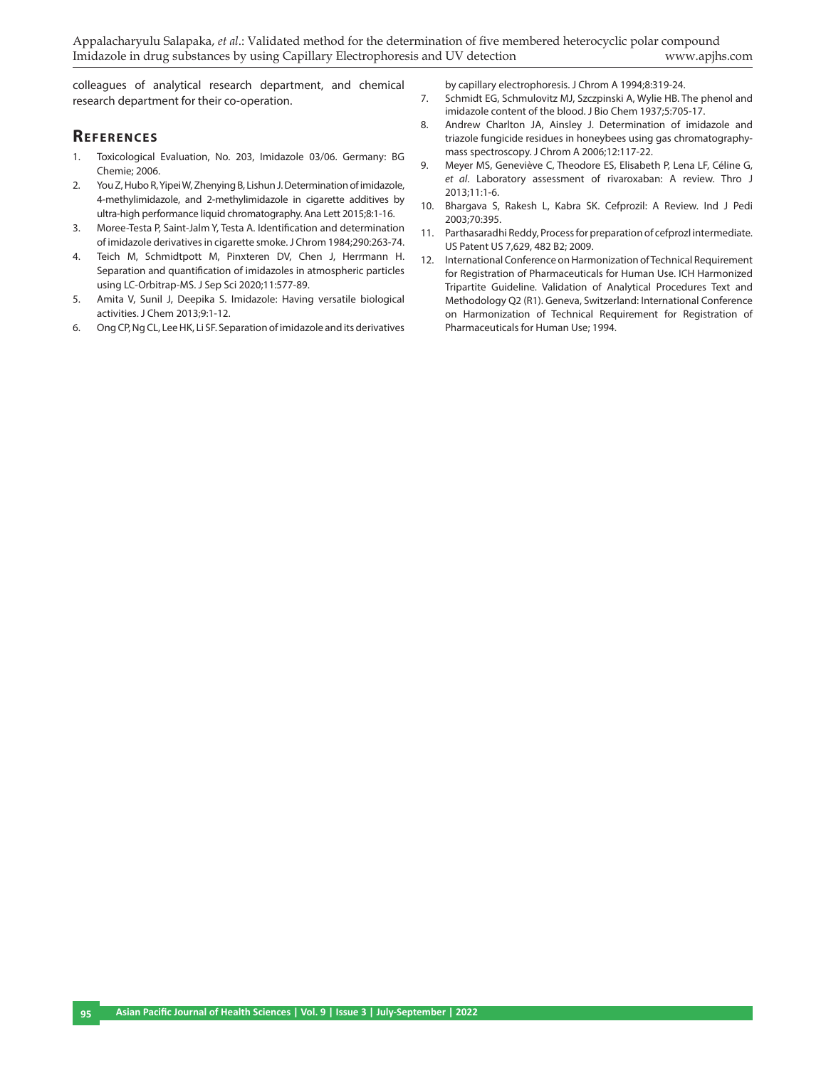colleagues of analytical research department, and chemical research department for their co-operation.

## References

1. Toxicological Evaluation, No. 203, Imidazole 03/06. Germany: BG Chemie; 2006.
2. You Z, Hubo R, Yipei W, Zhenying B, Lishun J. Determination of imidazole, 4-methylimidazole, and 2-methylimidazole in cigarette additives by ultra-high performance liquid chromatography. Ana Lett 2015;8:1-16.
3. Moree-Testa P, Saint-Jalm Y, Testa A. Identification and determination of imidazole derivatives in cigarette smoke. J Chrom 1984;290:263-74.
4. Teich M, Schmidtpott M, Pinxteren DV, Chen J, Herrmann H. Separation and quantification of imidazoles in atmospheric particles using LC-Orbitrap-MS. J Sep Sci 2020;11:577-89.
5. Amita V, Sunil J, Deepika S. Imidazole: Having versatile biological activities. J Chem 2013;9:1-12.
6. Ong CP, Ng CL, Lee HK, Li SF. Separation of imidazole and its derivatives by capillary electrophoresis. J Chrom A 1994;8:319-24.
7. Schmidt EG, Schmulovitz MJ, Szczpinski A, Wylie HB. The phenol and imidazole content of the blood. J Bio Chem 1937;5:705-17.
8. Andrew Charlton JA, Ainsley J. Determination of imidazole and triazole fungicide residues in honeybees using gas chromatography-mass spectroscopy. J Chrom A 2006;12:117-22.
9. Meyer MS, Geneviève C, Theodore ES, Elisabeth P, Lena LF, Céline G, *et al*. Laboratory assessment of rivaroxaban: A review. Thro J 2013;11:1-6.
10. Bhargava S, Rakesh L, Kabra SK. Cefprozil: A Review. Ind J Pedi 2003;70:395.
11. Parthasaradhi Reddy, Process for preparation of cefprozl intermediate. US Patent US 7,629, 482 B2; 2009.
12. International Conference on Harmonization of Technical Requirement for Registration of Pharmaceuticals for Human Use. ICH Harmonized Tripartite Guideline. Validation of Analytical Procedures Text and Methodology Q2 (R1). Geneva, Switzerland: International Conference on Harmonization of Technical Requirement for Registration of Pharmaceuticals for Human Use; 1994.